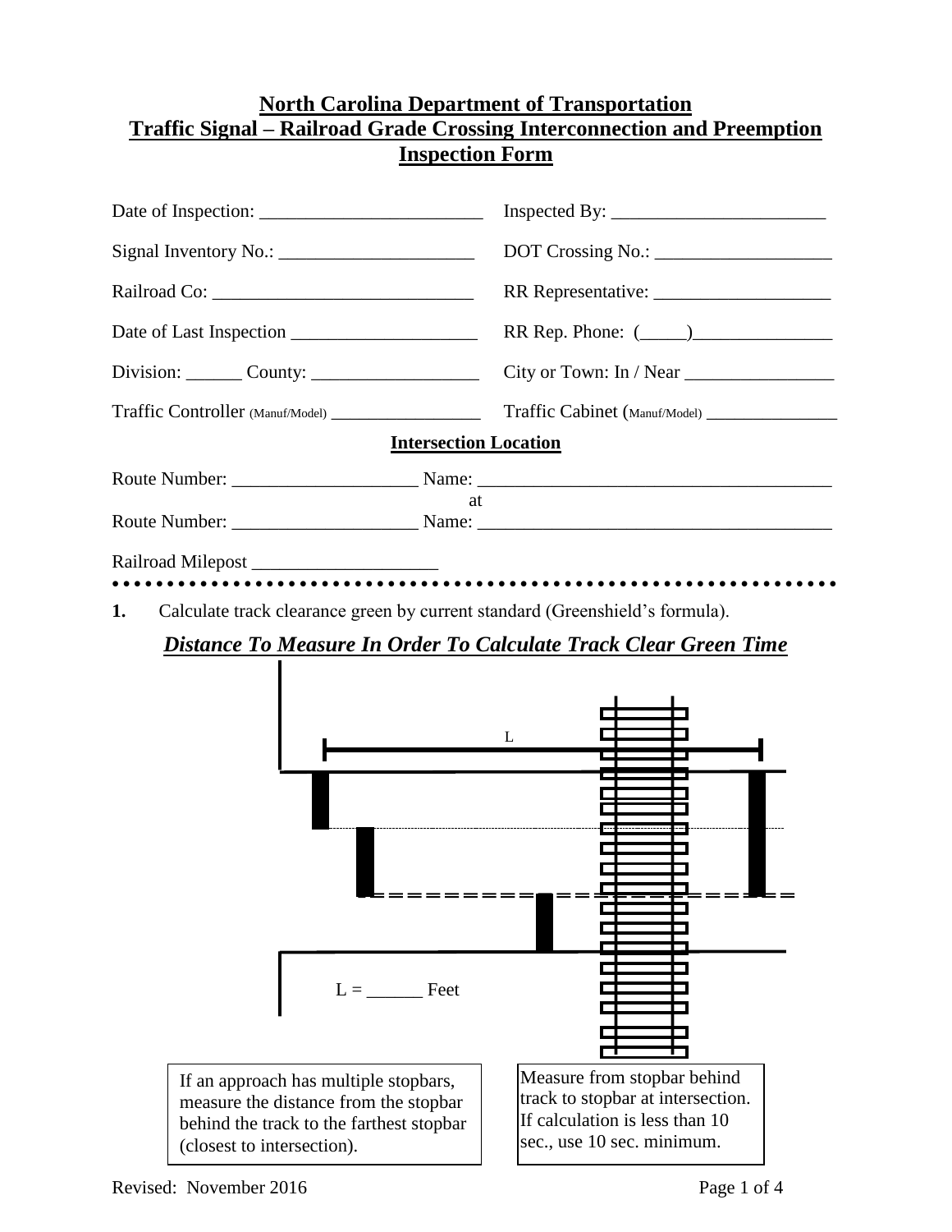# North Carolina Department of Transportation
# Traffic Signal – Railroad Grade Crossing Interconnection and Preemption
# Inspection Form

Date of Inspection: ________________________ Inspected By: ________________________

Signal Inventory No.: _____________________ DOT Crossing No.: ___________________

Railroad Co: ____________________________ RR Representative: ___________________

Date of Last Inspection ____________________ RR Rep. Phone: (_____)_______________

Division: ______ County: __________________ City or Town: In / Near ________________

Traffic Controller (Manuf/Model) ________________ Traffic Cabinet (Manuf/Model) ______________

## Intersection Location

Route Number: ____________________ Name: ______________________________________

at

Route Number: ____________________ Name: ______________________________________

Railroad Milepost ____________________

**1.** Calculate track clearance green by current standard (Greenshield's formula).

***Distance To Measure In Order To Calculate Track Clear Green Time***

L

L = ______ Feet

If an approach has multiple stopbars, measure the distance from the stopbar behind the track to the farthest stopbar (closest to intersection).

Measure from stopbar behind track to stopbar at intersection. If calculation is less than 10 sec., use 10 sec. minimum.

Revised: November 2016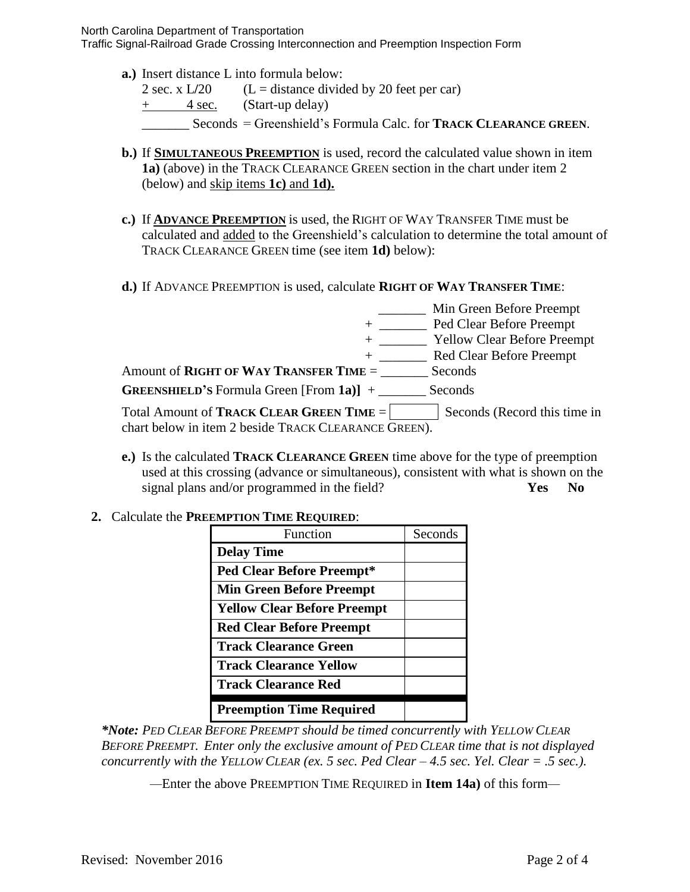**a.)** Insert distance L into formula below:

2 sec. x L/20 (L = distance divided by 20 feet per car)

<u>+ 4 sec.</u> (Start-up delay)

_______ Seconds = Greenshield's Formula Calc. for **TRACK CLEARANCE GREEN**.

**b.)** If <u>**SIMULTANEOUS PREEMPTION**</u> is used, record the calculated value shown in item **1a)** (above) in the TRACK CLEARANCE GREEN section in the chart under item 2 (below) and <u>skip items **1c)** and **1d).**</u>

**c.)** If <u>**ADVANCE PREEMPTION**</u> is used, the RIGHT OF WAY TRANSFER TIME must be calculated and <u>added</u> to the Greenshield's calculation to determine the total amount of TRACK CLEARANCE GREEN time (see item **1d)** below):

**d.)** If ADVANCE PREEMPTION is used, calculate **RIGHT OF WAY TRANSFER TIME**:

_______ Min Green Before Preempt

\+ _______ Ped Clear Before Preempt

\+ _______ Yellow Clear Before Preempt

\+ _______ Red Clear Before Preempt

Amount of **RIGHT OF WAY TRANSFER TIME** = _______ Seconds

**GREENSHIELD'S** Formula Green [From **1a)**] + _______ Seconds

Total Amount of **TRACK CLEAR GREEN TIME** = [ ] Seconds (Record this time in chart below in item 2 beside TRACK CLEARANCE GREEN).

**e.)** Is the calculated **TRACK CLEARANCE GREEN** time above for the type of preemption used at this crossing (advance or simultaneous), consistent with what is shown on the signal plans and/or programmed in the field? **Yes No**

**2.** Calculate the **PREEMPTION TIME REQUIRED**:

| Function | Seconds |
|---|---|
| **Delay Time** | |
| **Ped Clear Before Preempt*** | |
| **Min Green Before Preempt** | |
| **Yellow Clear Before Preempt** | |
| **Red Clear Before Preempt** | |
| **Track Clearance Green** | |
| **Track Clearance Yellow** | |
| **Track Clearance Red** | |
| **Preemption Time Required** | |

***Note:** *PED CLEAR BEFORE PREEMPT should be timed concurrently with YELLOW CLEAR BEFORE PREEMPT. Enter only the exclusive amount of PED CLEAR time that is not displayed concurrently with the YELLOW CLEAR (ex. 5 sec. Ped Clear – 4.5 sec. Yel. Clear = .5 sec.).*

—Enter the above PREEMPTION TIME REQUIRED in **Item 14a)** of this form—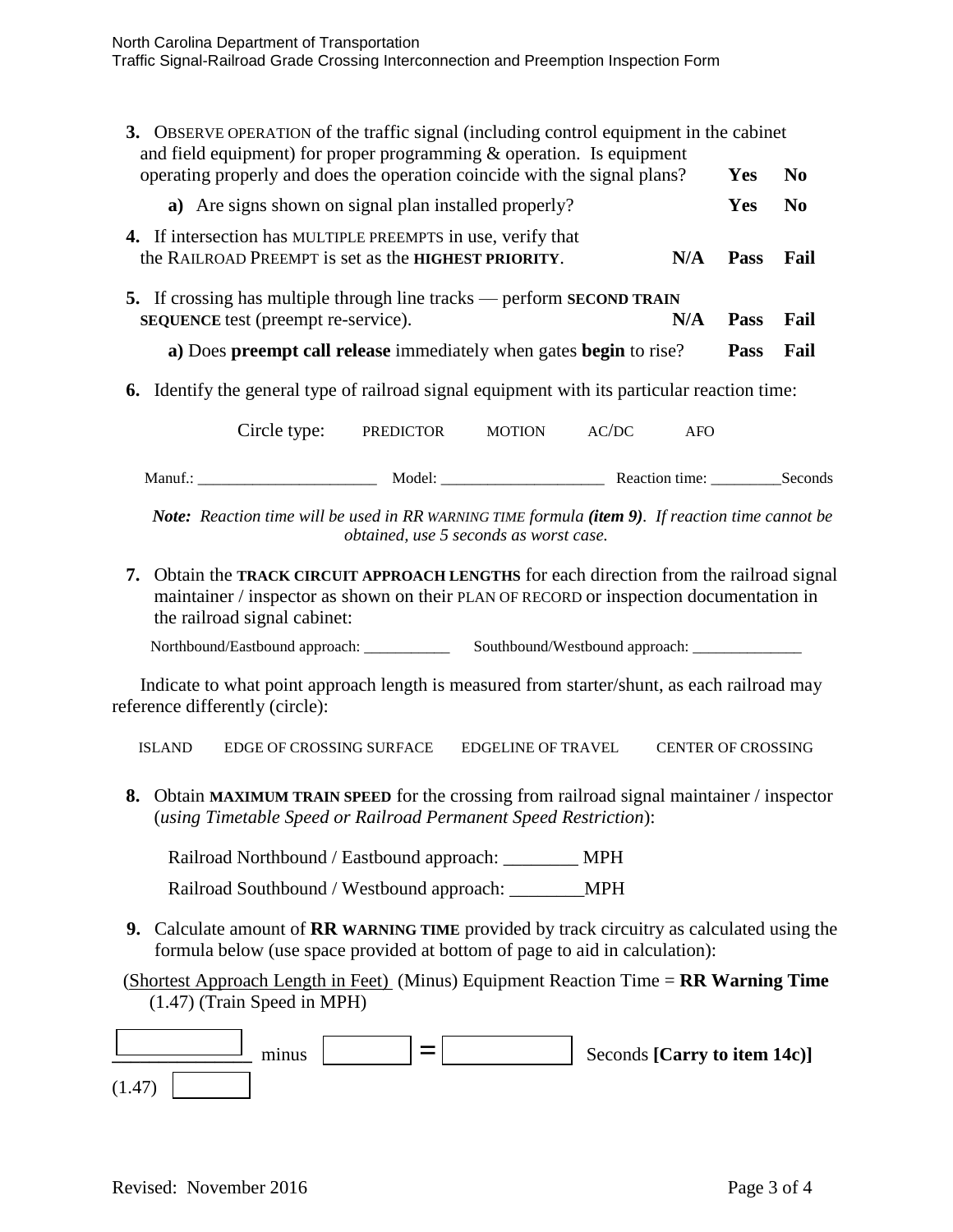**3.** OBSERVE OPERATION of the traffic signal (including control equipment in the cabinet and field equipment) for proper programming & operation. Is equipment operating properly and does the operation coincide with the signal plans? **Yes** **No**

**a)** Are signs shown on signal plan installed properly? **Yes** **No**

**4.** If intersection has MULTIPLE PREEMPTS in use, verify that the RAILROAD PREEMPT is set as the **HIGHEST PRIORITY**. **N/A** **Pass** **Fail**

**5.** If crossing has multiple through line tracks — perform **SECOND TRAIN SEQUENCE** test (preempt re-service). **N/A** **Pass** **Fail**

**a)** Does **preempt call release** immediately when gates **begin** to rise? **Pass** **Fail**

**6.** Identify the general type of railroad signal equipment with its particular reaction time:

Circle type: PREDICTOR MOTION AC/DC AFO

Manuf.: ______________________ Model: ____________________ Reaction time: _________Seconds

***Note:*** *Reaction time will be used in RR WARNING TIME formula **(item 9)**. If reaction time cannot be obtained, use 5 seconds as worst case.*

**7.** Obtain the **TRACK CIRCUIT APPROACH LENGTHS** for each direction from the railroad signal maintainer / inspector as shown on their PLAN OF RECORD or inspection documentation in the railroad signal cabinet:

Northbound/Eastbound approach: ___________ Southbound/Westbound approach: ______________

Indicate to what point approach length is measured from starter/shunt, as each railroad may reference differently (circle):

ISLAND EDGE OF CROSSING SURFACE EDGELINE OF TRAVEL CENTER OF CROSSING

**8.** Obtain **MAXIMUM TRAIN SPEED** for the crossing from railroad signal maintainer / inspector (*using Timetable Speed or Railroad Permanent Speed Restriction*):

Railroad Northbound / Eastbound approach: ________ MPH

Railroad Southbound / Westbound approach: ________MPH

**9.** Calculate amount of **RR WARNING TIME** provided by track circuitry as calculated using the formula below (use space provided at bottom of page to aid in calculation):

$$\frac{\text{(Shortest Approach Length in Feet)}}{(1.47)\ \text{(Train Speed in MPH)}} \text{ (Minus) Equipment Reaction Time} = \textbf{RR Warning Time}$$

$$\frac{\boxed{\phantom{0000}}}{(1.47)\ \boxed{\phantom{000}}} \text{ minus } \boxed{\phantom{000}} = \boxed{\phantom{0000}}$$ Seconds **[Carry to item 14c)]**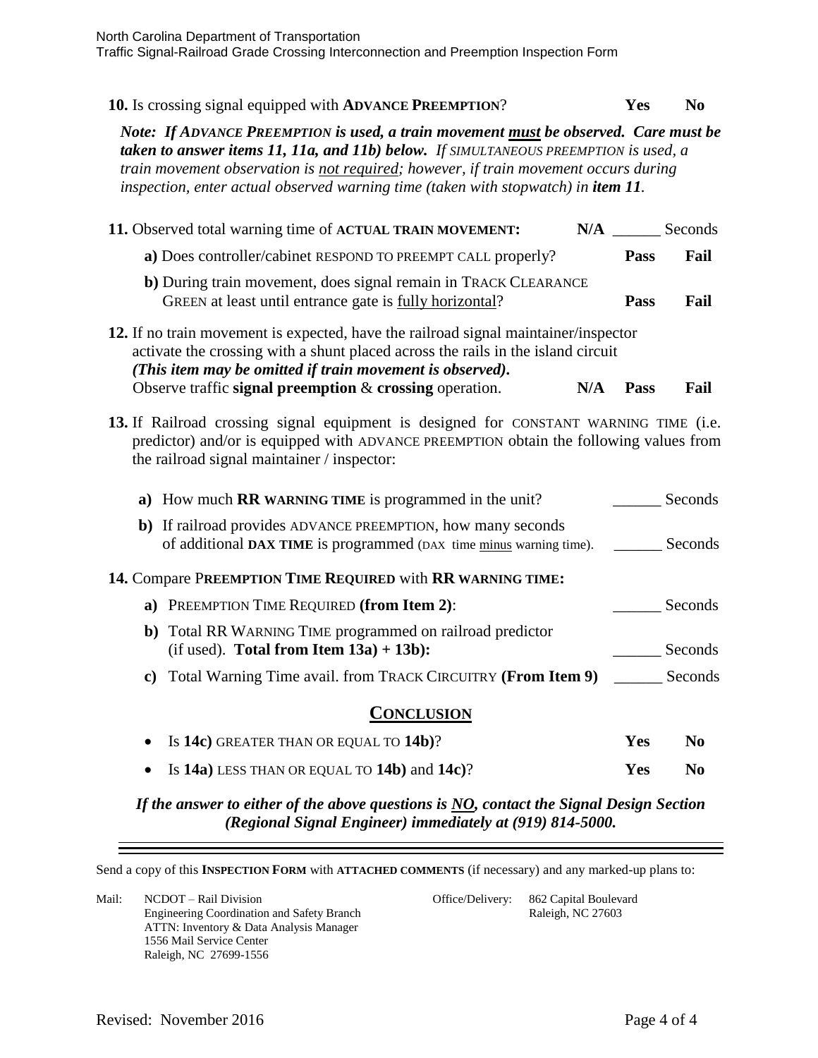**10.** Is crossing signal equipped with **ADVANCE PREEMPTION**? **Yes** **No**

***Note: If ADVANCE PREEMPTION is used, a train movement must be observed. Care must be taken to answer items 11, 11a, and 11b) below.*** *If SIMULTANEOUS PREEMPTION is used, a train movement observation is not required; however, if train movement occurs during inspection, enter actual observed warning time (taken with stopwatch) in* ***item 11****.*

**11.** Observed total warning time of **ACTUAL TRAIN MOVEMENT:** **N/A** ______ Seconds

- **a)** Does controller/cabinet RESPOND TO PREEMPT CALL properly? **Pass** **Fail**
- **b)** During train movement, does signal remain in TRACK CLEARANCE GREEN at least until entrance gate is fully horizontal? **Pass** **Fail**

**12.** If no train movement is expected, have the railroad signal maintainer/inspector activate the crossing with a shunt placed across the rails in the island circuit ***(This item may be omitted if train movement is observed).*** Observe traffic **signal preemption** & **crossing** operation. **N/A** **Pass** **Fail**

**13.** If Railroad crossing signal equipment is designed for CONSTANT WARNING TIME (i.e. predictor) and/or is equipped with ADVANCE PREEMPTION obtain the following values from the railroad signal maintainer / inspector:

- **a)** How much **RR WARNING TIME** is programmed in the unit? ______ Seconds
- **b)** If railroad provides ADVANCE PREEMPTION, how many seconds of additional **DAX TIME** is programmed (DAX time minus warning time). ______ Seconds

**14.** Compare P**REEMPTION TIME REQUIRED** with **RR WARNING TIME:**

- **a)** PREEMPTION TIME REQUIRED **(from Item 2)**: ______ Seconds
- **b)** Total RR WARNING TIME programmed on railroad predictor (if used). **Total from Item 13a) + 13b):** ______ Seconds
- **c)** Total Warning Time avail. from TRACK CIRCUITRY **(From Item 9)** ______ Seconds

## CONCLUSION

- Is **14c)** GREATER THAN OR EQUAL TO **14b)**? **Yes** **No**
- Is **14a)** LESS THAN OR EQUAL TO **14b)** and **14c)**? **Yes** **No**

***If the answer to either of the above questions is NO, contact the Signal Design Section (Regional Signal Engineer) immediately at (919) 814-5000.***

---

Send a copy of this **INSPECTION FORM** with **ATTACHED COMMENTS** (if necessary) and any marked-up plans to:

Mail:
NCDOT – Rail Division
Engineering Coordination and Safety Branch
ATTN: Inventory & Data Analysis Manager
1556 Mail Service Center
Raleigh, NC 27699-1556

Office/Delivery:
862 Capital Boulevard
Raleigh, NC 27603

Revised: November 2016